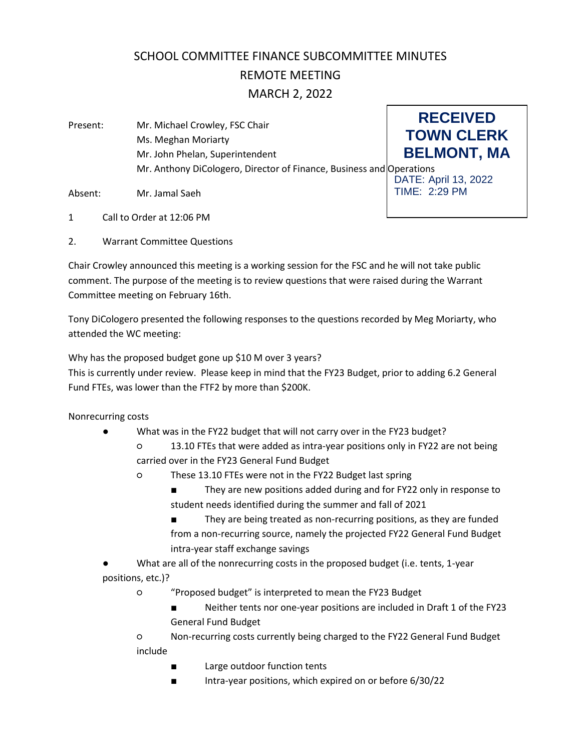# SCHOOL COMMITTEE FINANCE SUBCOMMITTEE MINUTES
## REMOTE MEETING
## MARCH 2, 2022

**RECEIVED TOWN CLERK BELMONT, MA**
DATE: April 13, 2022
TIME: 2:29 PM

Present: Mr. Michael Crowley, FSC Chair
Ms. Meghan Moriarty
Mr. John Phelan, Superintendent
Mr. Anthony DiCologero, Director of Finance, Business and Operations

Absent: Mr. Jamal Saeh

1 Call to Order at 12:06 PM

2. Warrant Committee Questions

Chair Crowley announced this meeting is a working session for the FSC and he will not take public comment. The purpose of the meeting is to review questions that were raised during the Warrant Committee meeting on February 16th.

Tony DiCologero presented the following responses to the questions recorded by Meg Moriarty, who attended the WC meeting:

Why has the proposed budget gone up $10 M over 3 years?
This is currently under review. Please keep in mind that the FY23 Budget, prior to adding 6.2 General Fund FTEs, was lower than the FTF2 by more than $200K.

Nonrecurring costs

- What was in the FY22 budget that will not carry over in the FY23 budget?
  - 13.10 FTEs that were added as intra-year positions only in FY22 are not being carried over in the FY23 General Fund Budget
  - These 13.10 FTEs were not in the FY22 Budget last spring
    - They are new positions added during and for FY22 only in response to student needs identified during the summer and fall of 2021
    - They are being treated as non-recurring positions, as they are funded from a non-recurring source, namely the projected FY22 General Fund Budget intra-year staff exchange savings
- What are all of the nonrecurring costs in the proposed budget (i.e. tents, 1-year positions, etc.)?
  - "Proposed budget" is interpreted to mean the FY23 Budget
    - Neither tents nor one-year positions are included in Draft 1 of the FY23 General Fund Budget
  - Non-recurring costs currently being charged to the FY22 General Fund Budget include
    - Large outdoor function tents
    - Intra-year positions, which expired on or before 6/30/22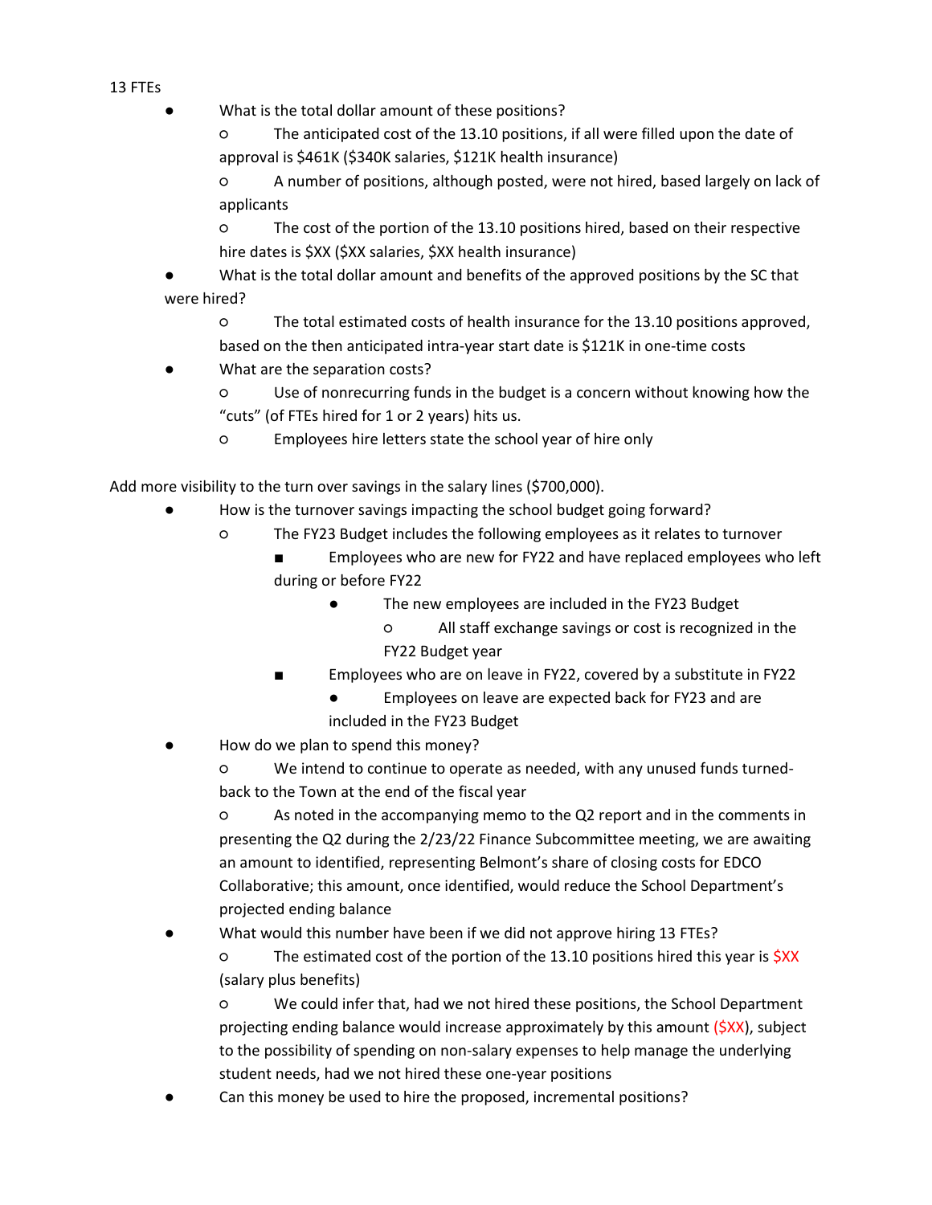13 FTEs

- What is the total dollar amount of these positions?
    - The anticipated cost of the 13.10 positions, if all were filled upon the date of approval is $461K ($340K salaries, $121K health insurance)
    - A number of positions, although posted, were not hired, based largely on lack of applicants
    - The cost of the portion of the 13.10 positions hired, based on their respective hire dates is $XX ($XX salaries, $XX health insurance)
- What is the total dollar amount and benefits of the approved positions by the SC that were hired?
    - The total estimated costs of health insurance for the 13.10 positions approved, based on the then anticipated intra-year start date is $121K in one-time costs
- What are the separation costs?
    - Use of nonrecurring funds in the budget is a concern without knowing how the "cuts" (of FTEs hired for 1 or 2 years) hits us.
    - Employees hire letters state the school year of hire only

Add more visibility to the turn over savings in the salary lines ($700,000).

- How is the turnover savings impacting the school budget going forward?
    - The FY23 Budget includes the following employees as it relates to turnover
        - Employees who are new for FY22 and have replaced employees who left during or before FY22
            - The new employees are included in the FY23 Budget
                - All staff exchange savings or cost is recognized in the FY22 Budget year
        - Employees who are on leave in FY22, covered by a substitute in FY22
            - Employees on leave are expected back for FY23 and are included in the FY23 Budget
- How do we plan to spend this money?
    - We intend to continue to operate as needed, with any unused funds turned-back to the Town at the end of the fiscal year
    - As noted in the accompanying memo to the Q2 report and in the comments in presenting the Q2 during the 2/23/22 Finance Subcommittee meeting, we are awaiting an amount to identified, representing Belmont's share of closing costs for EDCO Collaborative; this amount, once identified, would reduce the School Department's projected ending balance
- What would this number have been if we did not approve hiring 13 FTEs?
    - The estimated cost of the portion of the 13.10 positions hired this year is $XX (salary plus benefits)
    - We could infer that, had we not hired these positions, the School Department projecting ending balance would increase approximately by this amount ($XX), subject to the possibility of spending on non-salary expenses to help manage the underlying student needs, had we not hired these one-year positions
- Can this money be used to hire the proposed, incremental positions?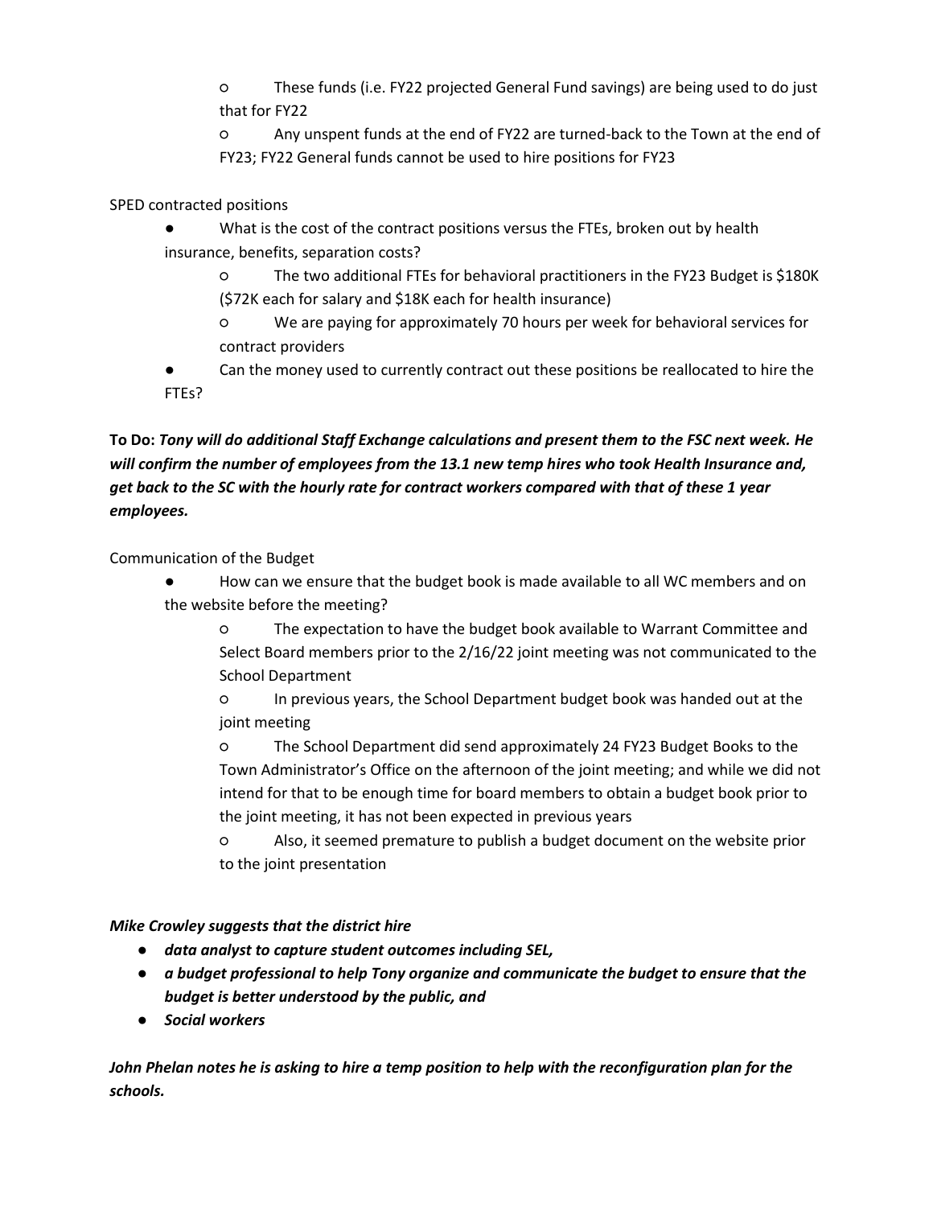- These funds (i.e. FY22 projected General Fund savings) are being used to do just that for FY22
    - Any unspent funds at the end of FY22 are turned-back to the Town at the end of FY23; FY22 General funds cannot be used to hire positions for FY23

SPED contracted positions

- What is the cost of the contract positions versus the FTEs, broken out by health insurance, benefits, separation costs?
    - The two additional FTEs for behavioral practitioners in the FY23 Budget is $180K ($72K each for salary and $18K each for health insurance)
    - We are paying for approximately 70 hours per week for behavioral services for contract providers
- Can the money used to currently contract out these positions be reallocated to hire the FTEs?

**To Do:** ***Tony will do additional Staff Exchange calculations and present them to the FSC next week. He will confirm the number of employees from the 13.1 new temp hires who took Health Insurance and, get back to the SC with the hourly rate for contract workers compared with that of these 1 year employees.***

Communication of the Budget

- How can we ensure that the budget book is made available to all WC members and on the website before the meeting?
    - The expectation to have the budget book available to Warrant Committee and Select Board members prior to the 2/16/22 joint meeting was not communicated to the School Department
    - In previous years, the School Department budget book was handed out at the joint meeting
    - The School Department did send approximately 24 FY23 Budget Books to the Town Administrator's Office on the afternoon of the joint meeting; and while we did not intend for that to be enough time for board members to obtain a budget book prior to the joint meeting, it has not been expected in previous years
    - Also, it seemed premature to publish a budget document on the website prior to the joint presentation

***Mike Crowley suggests that the district hire***

- ***data analyst to capture student outcomes including SEL,***
- ***a budget professional to help Tony organize and communicate the budget to ensure that the budget is better understood by the public, and***
- ***Social workers***

***John Phelan notes he is asking to hire a temp position to help with the reconfiguration plan for the schools.***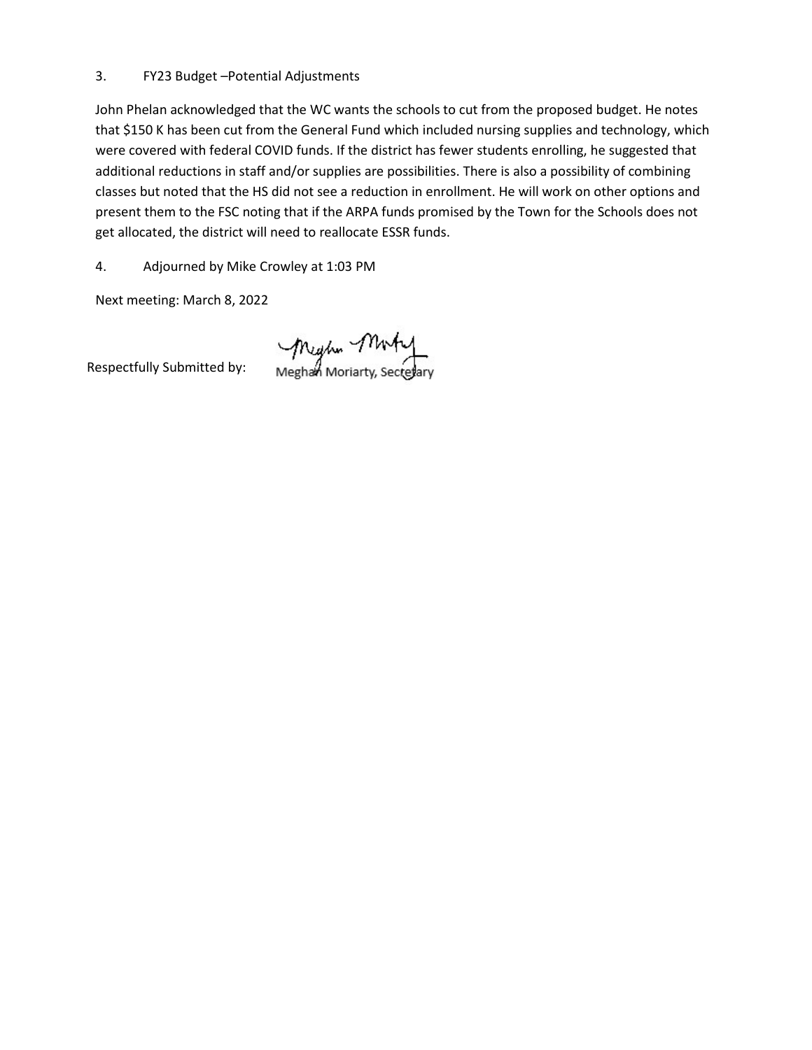3. FY23 Budget –Potential Adjustments

John Phelan acknowledged that the WC wants the schools to cut from the proposed budget. He notes that $150 K has been cut from the General Fund which included nursing supplies and technology, which were covered with federal COVID funds. If the district has fewer students enrolling, he suggested that additional reductions in staff and/or supplies are possibilities. There is also a possibility of combining classes but noted that the HS did not see a reduction in enrollment. He will work on other options and present them to the FSC noting that if the ARPA funds promised by the Town for the Schools does not get allocated, the district will need to reallocate ESSR funds.

4. Adjourned by Mike Crowley at 1:03 PM

Next meeting: March 8, 2022

Respectfully Submitted by: Meghan Moriarty, Secretary